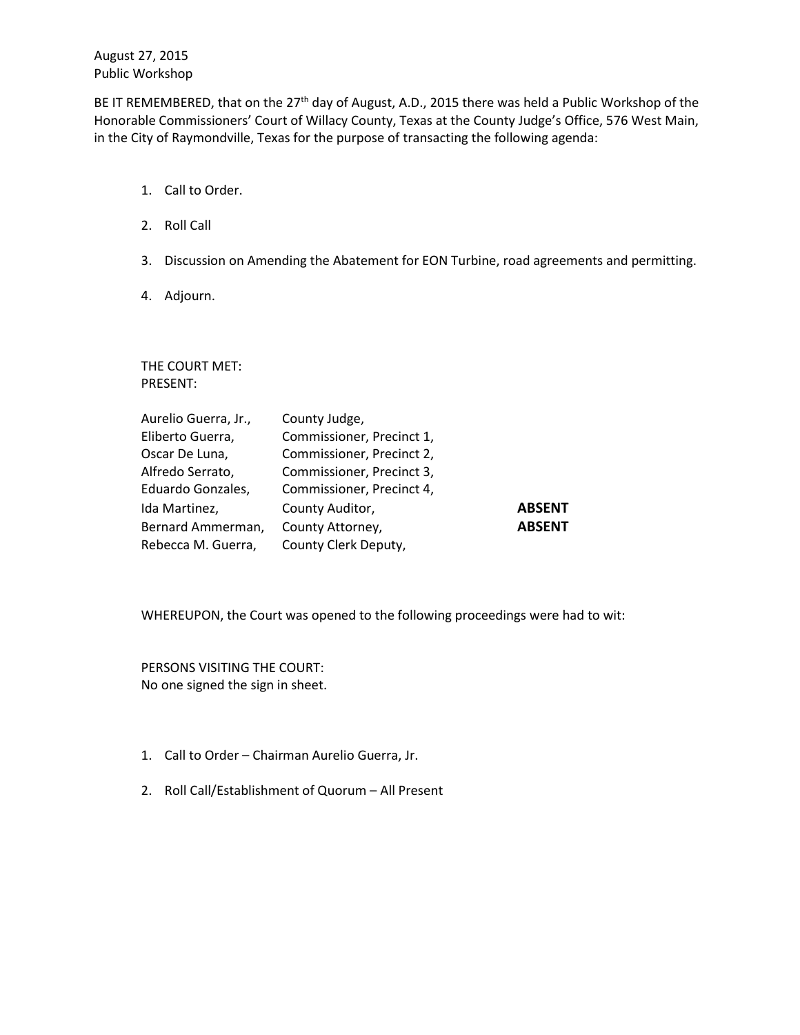August 27, 2015
Public Workshop

BE IT REMEMBERED, that on the 27th day of August, A.D., 2015 there was held a Public Workshop of the Honorable Commissioners' Court of Willacy County, Texas at the County Judge's Office, 576 West Main, in the City of Raymondville, Texas for the purpose of transacting the following agenda:

1. Call to Order.
2. Roll Call
3. Discussion on Amending the Abatement for EON Turbine, road agreements and permitting.
4. Adjourn.

THE COURT MET:
PRESENT:

| | | |
|---|---|---|
| Aurelio Guerra, Jr., | County Judge, | |
| Eliberto Guerra, | Commissioner, Precinct 1, | |
| Oscar De Luna, | Commissioner, Precinct 2, | |
| Alfredo Serrato, | Commissioner, Precinct 3, | |
| Eduardo Gonzales, | Commissioner, Precinct 4, | |
| Ida Martinez, | County Auditor, | **ABSENT** |
| Bernard Ammerman, | County Attorney, | **ABSENT** |
| Rebecca M. Guerra, | County Clerk Deputy, | |

WHEREUPON, the Court was opened to the following proceedings were had to wit:

PERSONS VISITING THE COURT:
No one signed the sign in sheet.

1. Call to Order – Chairman Aurelio Guerra, Jr.
2. Roll Call/Establishment of Quorum – All Present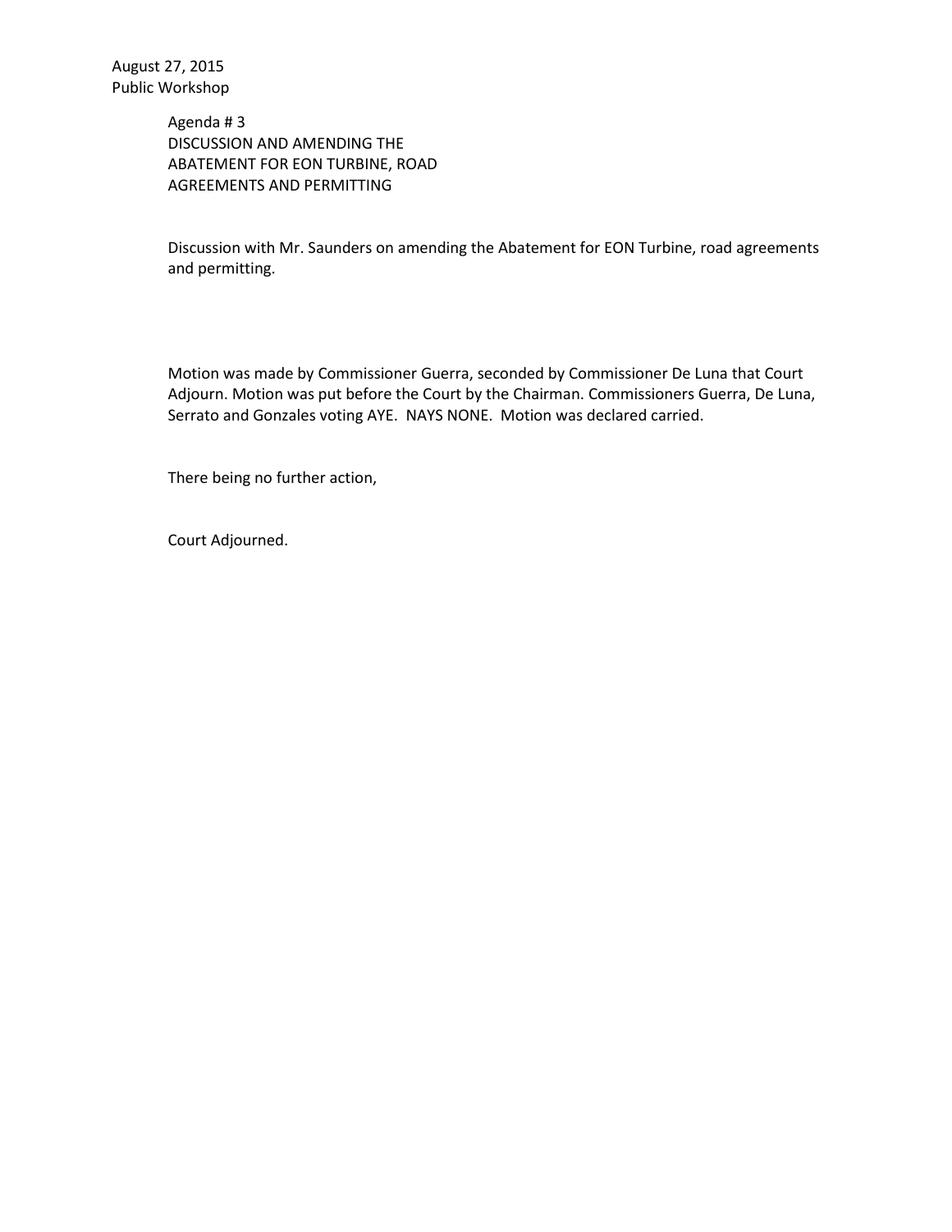August 27, 2015
Public Workshop

Agenda # 3
DISCUSSION AND AMENDING THE ABATEMENT FOR EON TURBINE, ROAD AGREEMENTS AND PERMITTING

Discussion with Mr. Saunders on amending the Abatement for EON Turbine, road agreements and permitting.

Motion was made by Commissioner Guerra, seconded by Commissioner De Luna that Court Adjourn. Motion was put before the Court by the Chairman. Commissioners Guerra, De Luna, Serrato and Gonzales voting AYE. NAYS NONE. Motion was declared carried.

There being no further action,

Court Adjourned.